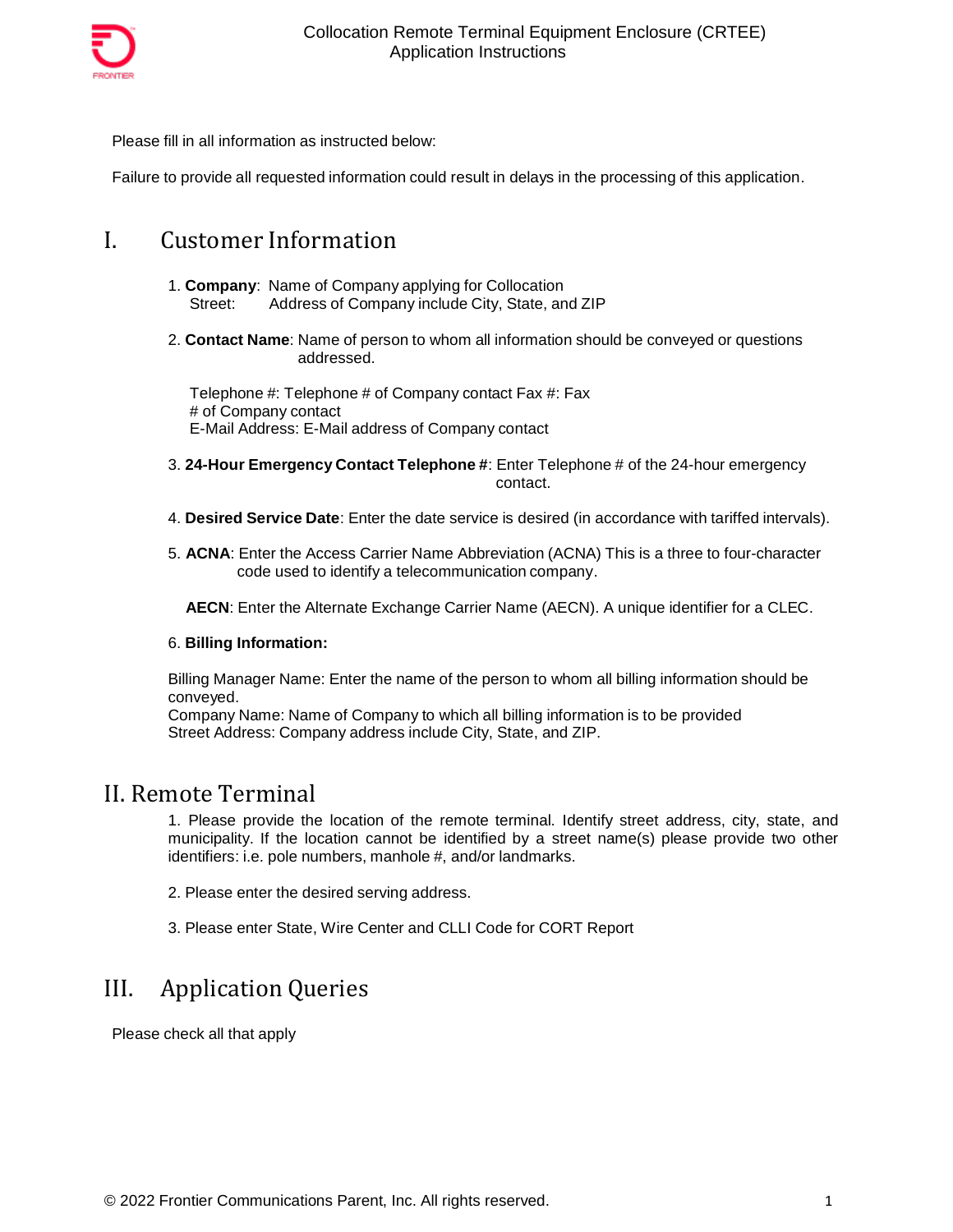# Collocation Remote Terminal Equipment Enclosure (CRTEE) Application Instructions

Please fill in all information as instructed below:

Failure to provide all requested information could result in delays in the processing of this application.

## I. Customer Information

1. **Company**: Name of Company applying for Collocation
   Street: Address of Company include City, State, and ZIP

2. **Contact Name**: Name of person to whom all information should be conveyed or questions addressed.

   Telephone #: Telephone # of Company contact Fax #: Fax # of Company contact
   E-Mail Address: E-Mail address of Company contact

3. **24-Hour Emergency Contact Telephone #**: Enter Telephone # of the 24-hour emergency contact.

4. **Desired Service Date**: Enter the date service is desired (in accordance with tariffed intervals).

5. **ACNA**: Enter the Access Carrier Name Abbreviation (ACNA) This is a three to four-character code used to identify a telecommunication company.

   **AECN**: Enter the Alternate Exchange Carrier Name (AECN). A unique identifier for a CLEC.

6. **Billing Information:**

   Billing Manager Name: Enter the name of the person to whom all billing information should be conveyed.
   Company Name: Name of Company to which all billing information is to be provided
   Street Address: Company address include City, State, and ZIP.

## II. Remote Terminal

1. Please provide the location of the remote terminal. Identify street address, city, state, and municipality. If the location cannot be identified by a street name(s) please provide two other identifiers: i.e. pole numbers, manhole #, and/or landmarks.

2. Please enter the desired serving address.

3. Please enter State, Wire Center and CLLI Code for CORT Report

## III. Application Queries

Please check all that apply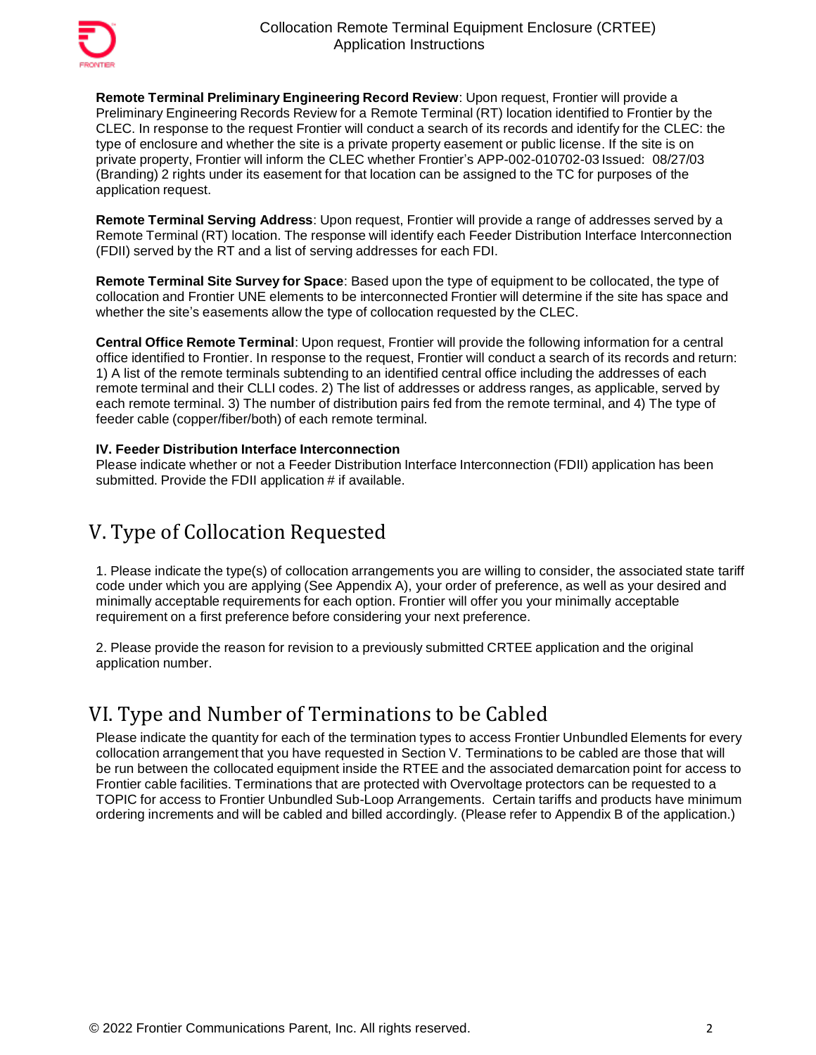**Remote Terminal Preliminary Engineering Record Review**: Upon request, Frontier will provide a Preliminary Engineering Records Review for a Remote Terminal (RT) location identified to Frontier by the CLEC. In response to the request Frontier will conduct a search of its records and identify for the CLEC: the type of enclosure and whether the site is a private property easement or public license. If the site is on private property, Frontier will inform the CLEC whether Frontier's APP-002-010702-03 Issued: 08/27/03 (Branding) 2 rights under its easement for that location can be assigned to the TC for purposes of the application request.

**Remote Terminal Serving Address**: Upon request, Frontier will provide a range of addresses served by a Remote Terminal (RT) location. The response will identify each Feeder Distribution Interface Interconnection (FDII) served by the RT and a list of serving addresses for each FDI.

**Remote Terminal Site Survey for Space**: Based upon the type of equipment to be collocated, the type of collocation and Frontier UNE elements to be interconnected Frontier will determine if the site has space and whether the site's easements allow the type of collocation requested by the CLEC.

**Central Office Remote Terminal**: Upon request, Frontier will provide the following information for a central office identified to Frontier. In response to the request, Frontier will conduct a search of its records and return: 1) A list of the remote terminals subtending to an identified central office including the addresses of each remote terminal and their CLLI codes. 2) The list of addresses or address ranges, as applicable, served by each remote terminal. 3) The number of distribution pairs fed from the remote terminal, and 4) The type of feeder cable (copper/fiber/both) of each remote terminal.

**IV. Feeder Distribution Interface Interconnection**

Please indicate whether or not a Feeder Distribution Interface Interconnection (FDII) application has been submitted. Provide the FDII application # if available.

# V. Type of Collocation Requested

1. Please indicate the type(s) of collocation arrangements you are willing to consider, the associated state tariff code under which you are applying (See Appendix A), your order of preference, as well as your desired and minimally acceptable requirements for each option. Frontier will offer you your minimally acceptable requirement on a first preference before considering your next preference.

2. Please provide the reason for revision to a previously submitted CRTEE application and the original application number.

# VI. Type and Number of Terminations to be Cabled

Please indicate the quantity for each of the termination types to access Frontier Unbundled Elements for every collocation arrangement that you have requested in Section V. Terminations to be cabled are those that will be run between the collocated equipment inside the RTEE and the associated demarcation point for access to Frontier cable facilities. Terminations that are protected with Overvoltage protectors can be requested to a TOPIC for access to Frontier Unbundled Sub-Loop Arrangements. Certain tariffs and products have minimum ordering increments and will be cabled and billed accordingly. (Please refer to Appendix B of the application.)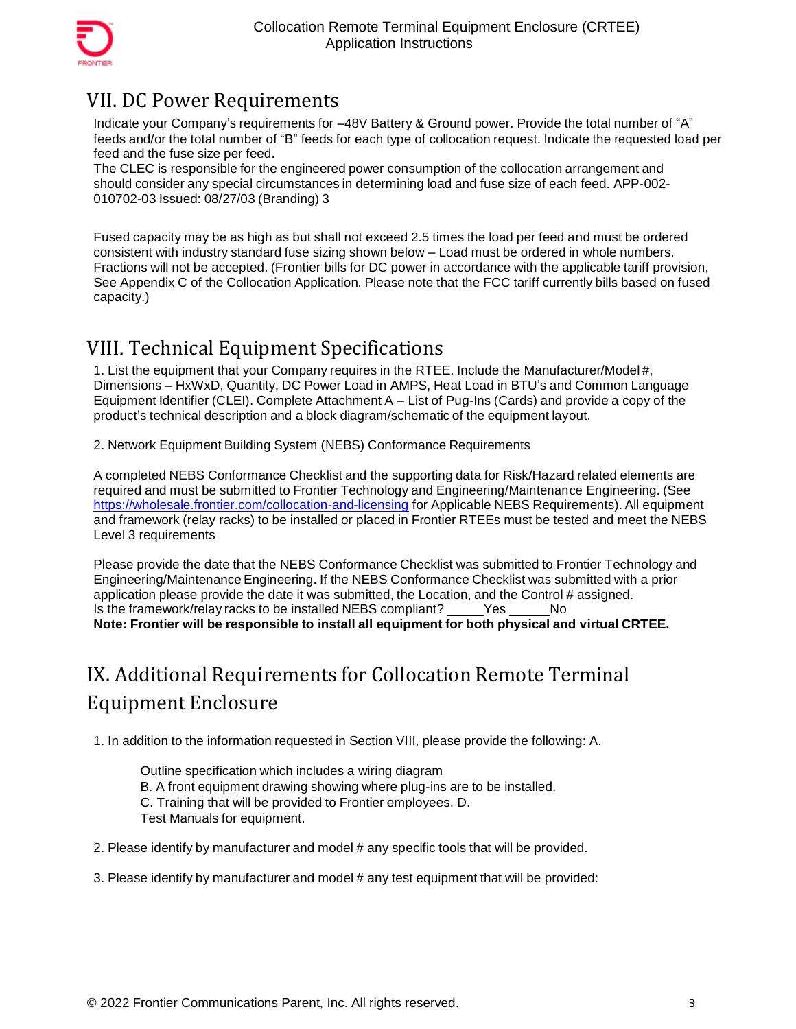## VII. DC Power Requirements

Indicate your Company's requirements for –48V Battery & Ground power. Provide the total number of "A" feeds and/or the total number of "B" feeds for each type of collocation request. Indicate the requested load per feed and the fuse size per feed.
The CLEC is responsible for the engineered power consumption of the collocation arrangement and should consider any special circumstances in determining load and fuse size of each feed. APP-002-010702-03 Issued: 08/27/03 (Branding) 3

Fused capacity may be as high as but shall not exceed 2.5 times the load per feed and must be ordered consistent with industry standard fuse sizing shown below – Load must be ordered in whole numbers. Fractions will not be accepted. (Frontier bills for DC power in accordance with the applicable tariff provision, See Appendix C of the Collocation Application. Please note that the FCC tariff currently bills based on fused capacity.)

## VIII. Technical Equipment Specifications

1. List the equipment that your Company requires in the RTEE. Include the Manufacturer/Model #, Dimensions – HxWxD, Quantity, DC Power Load in AMPS, Heat Load in BTU's and Common Language Equipment Identifier (CLEI). Complete Attachment A – List of Pug-Ins (Cards) and provide a copy of the product's technical description and a block diagram/schematic of the equipment layout.

2. Network Equipment Building System (NEBS) Conformance Requirements

A completed NEBS Conformance Checklist and the supporting data for Risk/Hazard related elements are required and must be submitted to Frontier Technology and Engineering/Maintenance Engineering. (See https://wholesale.frontier.com/collocation-and-licensing for Applicable NEBS Requirements). All equipment and framework (relay racks) to be installed or placed in Frontier RTEEs must be tested and meet the NEBS Level 3 requirements

Please provide the date that the NEBS Conformance Checklist was submitted to Frontier Technology and Engineering/Maintenance Engineering. If the NEBS Conformance Checklist was submitted with a prior application please provide the date it was submitted, the Location, and the Control # assigned.
Is the framework/relay racks to be installed NEBS compliant? _____Yes ______No
**Note: Frontier will be responsible to install all equipment for both physical and virtual CRTEE.**

## IX. Additional Requirements for Collocation Remote Terminal Equipment Enclosure

1. In addition to the information requested in Section VIII, please provide the following: A.

   Outline specification which includes a wiring diagram
   B. A front equipment drawing showing where plug-ins are to be installed.
   C. Training that will be provided to Frontier employees. D.
   Test Manuals for equipment.

2. Please identify by manufacturer and model # any specific tools that will be provided.

3. Please identify by manufacturer and model # any test equipment that will be provided: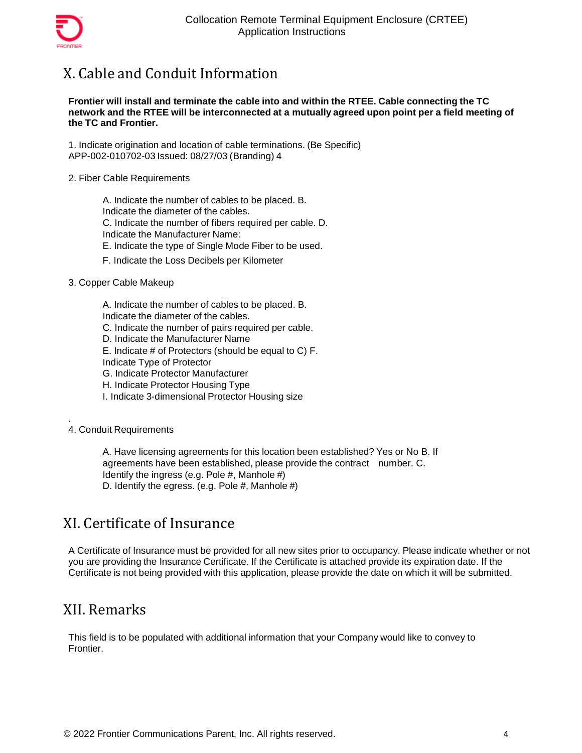## X. Cable and Conduit Information

**Frontier will install and terminate the cable into and within the RTEE. Cable connecting the TC network and the RTEE will be interconnected at a mutually agreed upon point per a field meeting of the TC and Frontier.**

1. Indicate origination and location of cable terminations. (Be Specific)
APP-002-010702-03 Issued: 08/27/03 (Branding) 4

2. Fiber Cable Requirements

   A. Indicate the number of cables to be placed.
   B. Indicate the diameter of the cables.
   C. Indicate the number of fibers required per cable.
   D. Indicate the Manufacturer Name:
   E. Indicate the type of Single Mode Fiber to be used.
   F. Indicate the Loss Decibels per Kilometer

3. Copper Cable Makeup

   A. Indicate the number of cables to be placed.
   B. Indicate the diameter of the cables.
   C. Indicate the number of pairs required per cable.
   D. Indicate the Manufacturer Name
   E. Indicate # of Protectors (should be equal to C)
   F. Indicate Type of Protector
   G. Indicate Protector Manufacturer
   H. Indicate Protector Housing Type
   I. Indicate 3-dimensional Protector Housing size

.

4. Conduit Requirements

   A. Have licensing agreements for this location been established? Yes or No
   B. If agreements have been established, please provide the contract number.
   C. Identify the ingress (e.g. Pole #, Manhole #)
   D. Identify the egress. (e.g. Pole #, Manhole #)

## XI. Certificate of Insurance

A Certificate of Insurance must be provided for all new sites prior to occupancy. Please indicate whether or not you are providing the Insurance Certificate. If the Certificate is attached provide its expiration date. If the Certificate is not being provided with this application, please provide the date on which it will be submitted.

## XII. Remarks

This field is to be populated with additional information that your Company would like to convey to Frontier.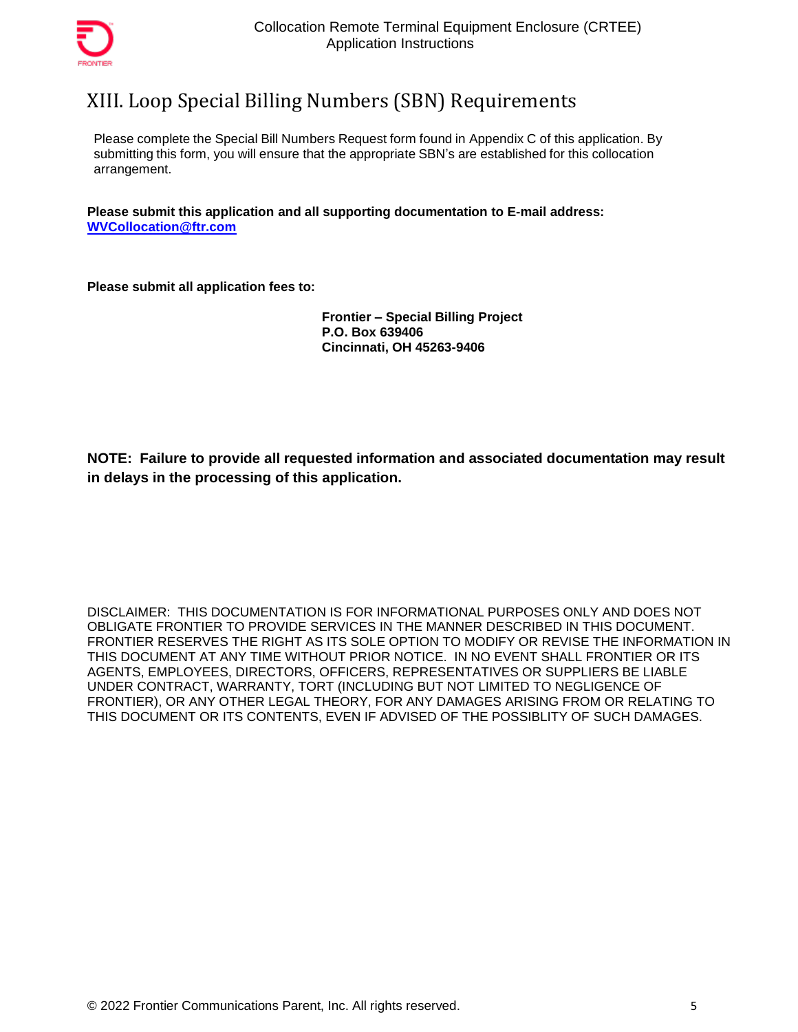# XIII. Loop Special Billing Numbers (SBN) Requirements

Please complete the Special Bill Numbers Request form found in Appendix C of this application. By submitting this form, you will ensure that the appropriate SBN's are established for this collocation arrangement.

**Please submit this application and all supporting documentation to E-mail address: WVCollocation@ftr.com**

**Please submit all application fees to:**

**Frontier – Special Billing Project**
**P.O. Box 639406**
**Cincinnati, OH 45263-9406**

**NOTE: Failure to provide all requested information and associated documentation may result in delays in the processing of this application.**

DISCLAIMER: THIS DOCUMENTATION IS FOR INFORMATIONAL PURPOSES ONLY AND DOES NOT OBLIGATE FRONTIER TO PROVIDE SERVICES IN THE MANNER DESCRIBED IN THIS DOCUMENT. FRONTIER RESERVES THE RIGHT AS ITS SOLE OPTION TO MODIFY OR REVISE THE INFORMATION IN THIS DOCUMENT AT ANY TIME WITHOUT PRIOR NOTICE. IN NO EVENT SHALL FRONTIER OR ITS AGENTS, EMPLOYEES, DIRECTORS, OFFICERS, REPRESENTATIVES OR SUPPLIERS BE LIABLE UNDER CONTRACT, WARRANTY, TORT (INCLUDING BUT NOT LIMITED TO NEGLIGENCE OF FRONTIER), OR ANY OTHER LEGAL THEORY, FOR ANY DAMAGES ARISING FROM OR RELATING TO THIS DOCUMENT OR ITS CONTENTS, EVEN IF ADVISED OF THE POSSIBLITY OF SUCH DAMAGES.